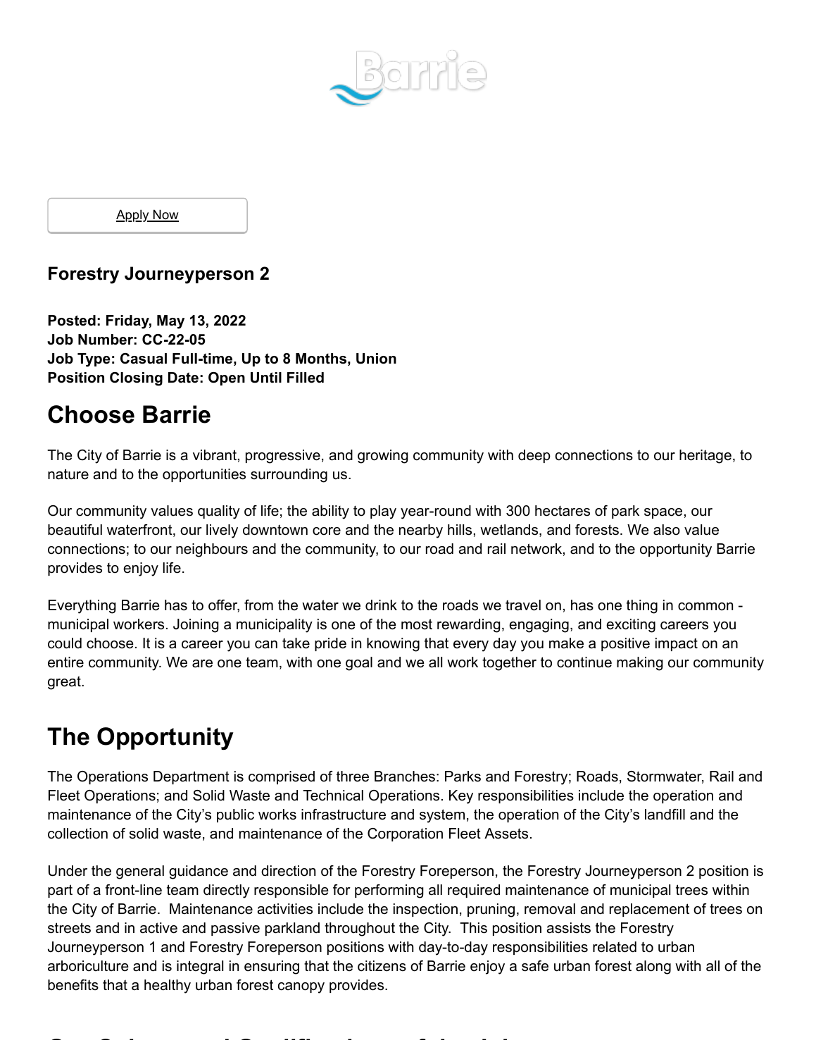Barrie

Apply Now

### Forestry Journeyperson 2

**Posted: Friday, May 13, 2022**
**Job Number: CC-22-05**
**Job Type: Casual Full-time, Up to 8 Months, Union**
**Position Closing Date: Open Until Filled**

# Choose Barrie

The City of Barrie is a vibrant, progressive, and growing community with deep connections to our heritage, to nature and to the opportunities surrounding us.

Our community values quality of life; the ability to play year-round with 300 hectares of park space, our beautiful waterfront, our lively downtown core and the nearby hills, wetlands, and forests. We also value connections; to our neighbours and the community, to our road and rail network, and to the opportunity Barrie provides to enjoy life.

Everything Barrie has to offer, from the water we drink to the roads we travel on, has one thing in common - municipal workers. Joining a municipality is one of the most rewarding, engaging, and exciting careers you could choose. It is a career you can take pride in knowing that every day you make a positive impact on an entire community. We are one team, with one goal and we all work together to continue making our community great.

# The Opportunity

The Operations Department is comprised of three Branches: Parks and Forestry; Roads, Stormwater, Rail and Fleet Operations; and Solid Waste and Technical Operations. Key responsibilities include the operation and maintenance of the City's public works infrastructure and system, the operation of the City's landfill and the collection of solid waste, and maintenance of the Corporation Fleet Assets.

Under the general guidance and direction of the Forestry Foreperson, the Forestry Journeyperson 2 position is part of a front-line team directly responsible for performing all required maintenance of municipal trees within the City of Barrie. Maintenance activities include the inspection, pruning, removal and replacement of trees on streets and in active and passive parkland throughout the City. This position assists the Forestry Journeyperson 1 and Forestry Foreperson positions with day-to-day responsibilities related to urban arboriculture and is integral in ensuring that the citizens of Barrie enjoy a safe urban forest along with all of the benefits that a healthy urban forest canopy provides.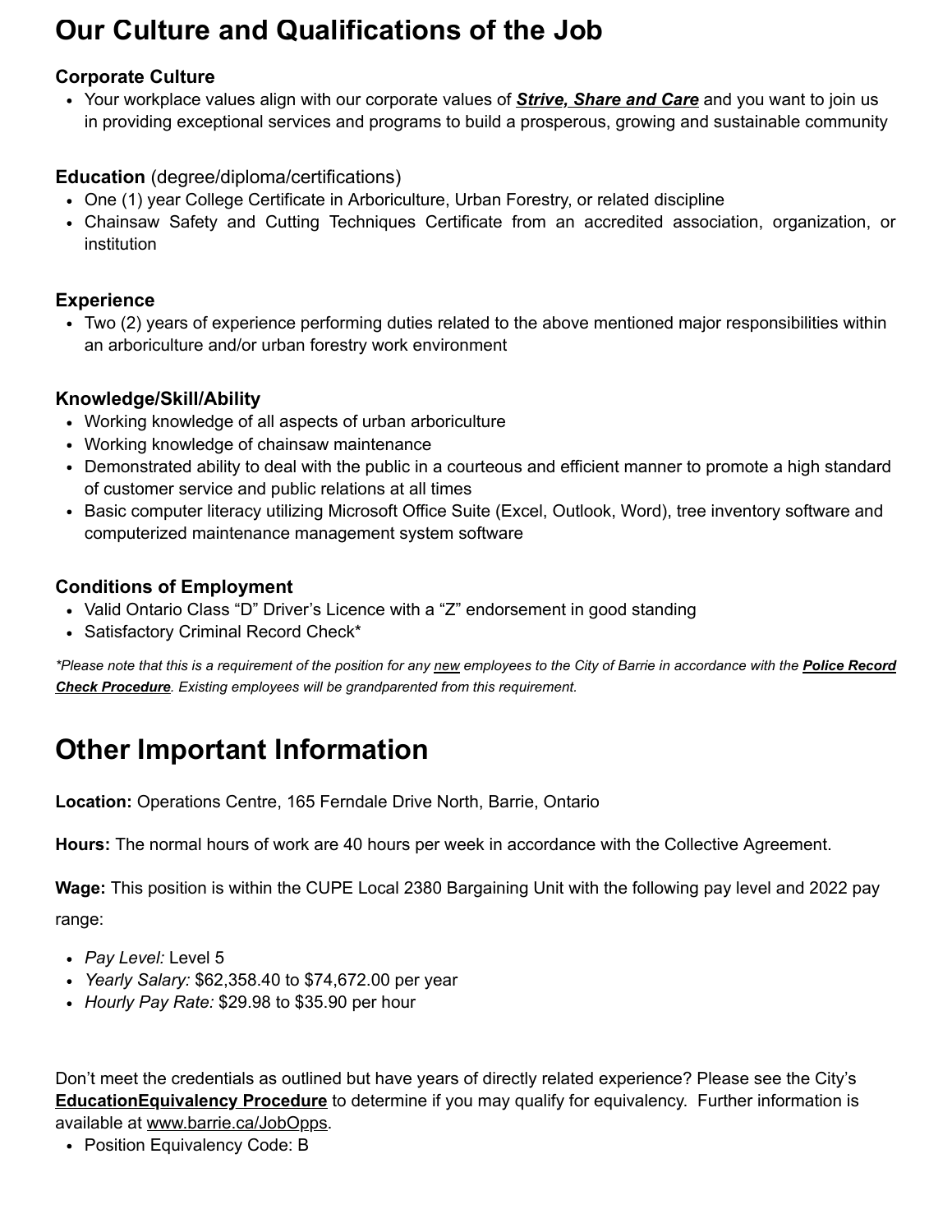# Our Culture and Qualifications of the Job

### Corporate Culture

- Your workplace values align with our corporate values of ***Strive, Share and Care*** and you want to join us in providing exceptional services and programs to build a prosperous, growing and sustainable community

### Education (degree/diploma/certifications)

- One (1) year College Certificate in Arboriculture, Urban Forestry, or related discipline
- Chainsaw Safety and Cutting Techniques Certificate from an accredited association, organization, or institution

### Experience

- Two (2) years of experience performing duties related to the above mentioned major responsibilities within an arboriculture and/or urban forestry work environment

### Knowledge/Skill/Ability

- Working knowledge of all aspects of urban arboriculture
- Working knowledge of chainsaw maintenance
- Demonstrated ability to deal with the public in a courteous and efficient manner to promote a high standard of customer service and public relations at all times
- Basic computer literacy utilizing Microsoft Office Suite (Excel, Outlook, Word), tree inventory software and computerized maintenance management system software

### Conditions of Employment

- Valid Ontario Class “D” Driver’s Licence with a “Z” endorsement in good standing
- Satisfactory Criminal Record Check*

*\*Please note that this is a requirement of the position for any new employees to the City of Barrie in accordance with the **Police Record Check Procedure**. Existing employees will be grandparented from this requirement.*

# Other Important Information

**Location:** Operations Centre, 165 Ferndale Drive North, Barrie, Ontario

**Hours:** The normal hours of work are 40 hours per week in accordance with the Collective Agreement.

**Wage:** This position is within the CUPE Local 2380 Bargaining Unit with the following pay level and 2022 pay range:

- *Pay Level:* Level 5
- *Yearly Salary:* $62,358.40 to $74,672.00 per year
- *Hourly Pay Rate:* $29.98 to $35.90 per hour

Don’t meet the credentials as outlined but have years of directly related experience? Please see the City’s **EducationEquivalency Procedure** to determine if you may qualify for equivalency. Further information is available at www.barrie.ca/JobOpps.

- Position Equivalency Code: B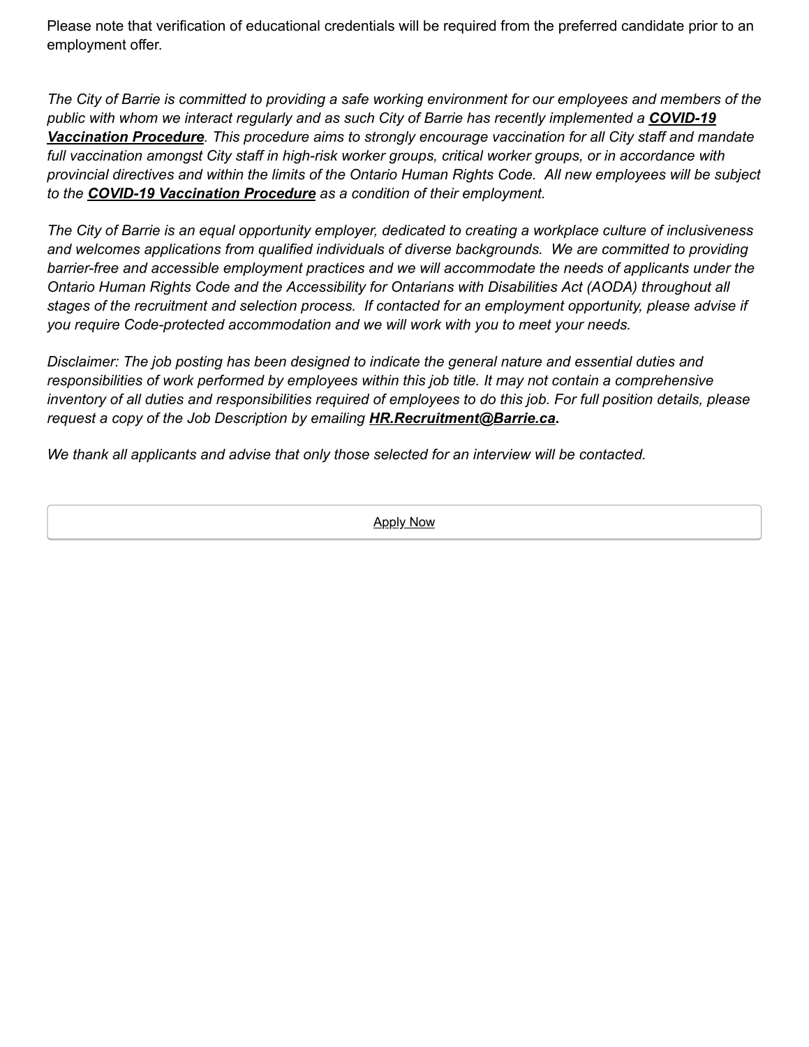Please note that verification of educational credentials will be required from the preferred candidate prior to an employment offer.

*The City of Barrie is committed to providing a safe working environment for our employees and members of the public with whom we interact regularly and as such City of Barrie has recently implemented a* ***COVID-19 Vaccination Procedure****. This procedure aims to strongly encourage vaccination for all City staff and mandate full vaccination amongst City staff in high-risk worker groups, critical worker groups, or in accordance with provincial directives and within the limits of the Ontario Human Rights Code. All new employees will be subject to the* ***COVID-19 Vaccination Procedure*** *as a condition of their employment.*

*The City of Barrie is an equal opportunity employer, dedicated to creating a workplace culture of inclusiveness and welcomes applications from qualified individuals of diverse backgrounds. We are committed to providing barrier-free and accessible employment practices and we will accommodate the needs of applicants under the Ontario Human Rights Code and the Accessibility for Ontarians with Disabilities Act (AODA) throughout all stages of the recruitment and selection process. If contacted for an employment opportunity, please advise if you require Code-protected accommodation and we will work with you to meet your needs.*

*Disclaimer: The job posting has been designed to indicate the general nature and essential duties and responsibilities of work performed by employees within this job title. It may not contain a comprehensive inventory of all duties and responsibilities required of employees to do this job. For full position details, please request a copy of the Job Description by emailing* ***HR.Recruitment@Barrie.ca*****.**

*We thank all applicants and advise that only those selected for an interview will be contacted.*

Apply Now